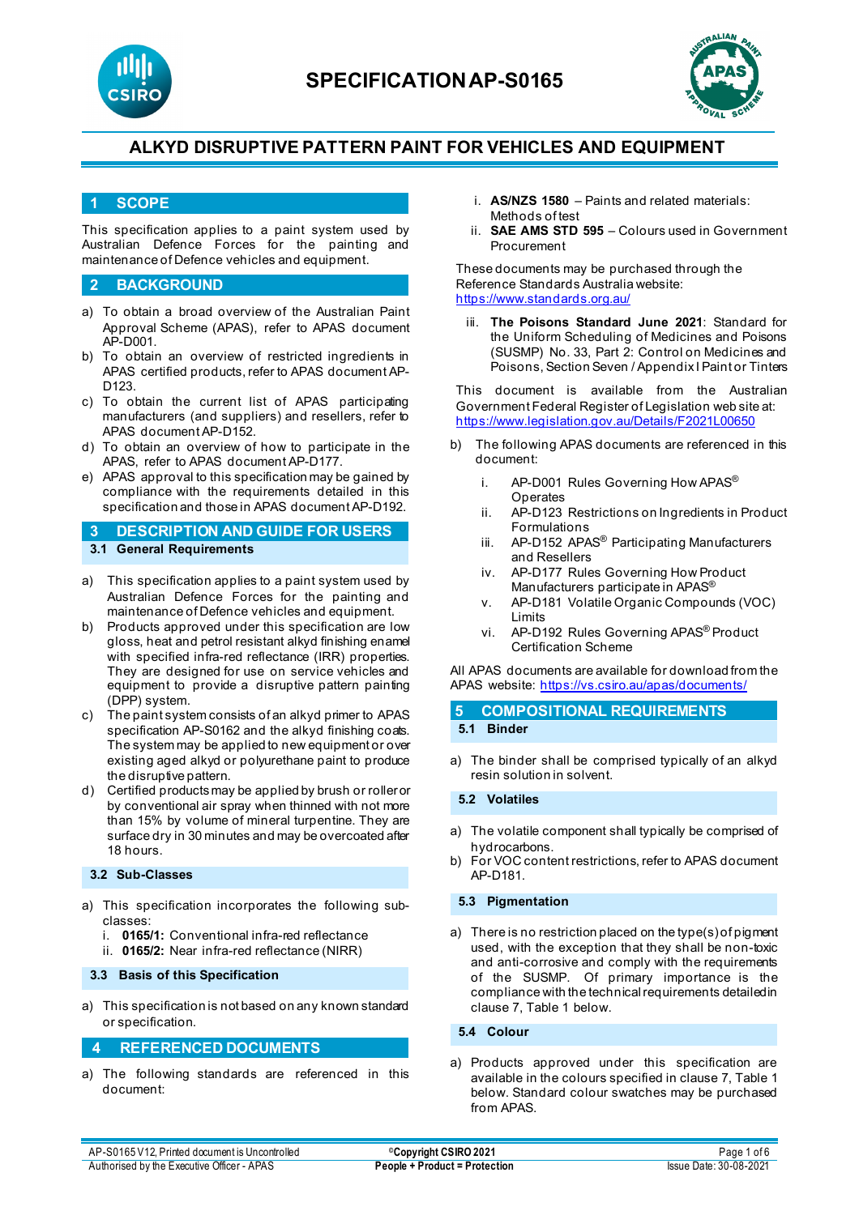# SPECIFICATION AP-S0165

## ALKYD DISRUPTIVE PATTERN PAINT FOR VEHICLES AND EQUIPMENT

## 1 SCOPE

This specification applies to a paint system used by Australian Defence Forces for the painting and maintenance of Defence vehicles and equipment.

## 2 BACKGROUND

a) To obtain a broad overview of the Australian Paint Approval Scheme (APAS), refer to APAS document AP-D001.
b) To obtain an overview of restricted ingredients in APAS certified products, refer to APAS document AP-D123.
c) To obtain the current list of APAS participating manufacturers (and suppliers) and resellers, refer to APAS document AP-D152.
d) To obtain an overview of how to participate in the APAS, refer to APAS document AP-D177.
e) APAS approval to this specification may be gained by compliance with the requirements detailed in this specification and those in APAS document AP-D192.

## 3 DESCRIPTION AND GUIDE FOR USERS

### 3.1 General Requirements

a) This specification applies to a paint system used by Australian Defence Forces for the painting and maintenance of Defence vehicles and equipment.
b) Products approved under this specification are low gloss, heat and petrol resistant alkyd finishing enamel with specified infra-red reflectance (IRR) properties. They are designed for use on service vehicles and equipment to provide a disruptive pattern painting (DPP) system.
c) The paint system consists of an alkyd primer to APAS specification AP-S0162 and the alkyd finishing coats. The system may be applied to new equipment or over existing aged alkyd or polyurethane paint to produce the disruptive pattern.
d) Certified products may be applied by brush or roller or by conventional air spray when thinned with not more than 15% by volume of mineral turpentine. They are surface dry in 30 minutes and may be overcoated after 18 hours.

### 3.2 Sub-Classes

a) This specification incorporates the following sub-classes:
   i. **0165/1:** Conventional infra-red reflectance
   ii. **0165/2:** Near infra-red reflectance (NIRR)

### 3.3 Basis of this Specification

a) This specification is not based on any known standard or specification.

## 4 REFERENCED DOCUMENTS

a) The following standards are referenced in this document:
   i. **AS/NZS 1580** – Paints and related materials: Methods of test
   ii. **SAE AMS STD 595** – Colours used in Government Procurement

   These documents may be purchased through the Reference Standards Australia website: https://www.standards.org.au/

   iii. **The Poisons Standard June 2021**: Standard for the Uniform Scheduling of Medicines and Poisons (SUSMP) No. 33, Part 2: Control on Medicines and Poisons, Section Seven / Appendix I Paint or Tinters

   This document is available from the Australian Government Federal Register of Legislation web site at: https://www.legislation.gov.au/Details/F2021L00650

b) The following APAS documents are referenced in this document:
   i. AP-D001 Rules Governing How APAS® Operates
   ii. AP-D123 Restrictions on Ingredients in Product Formulations
   iii. AP-D152 APAS® Participating Manufacturers and Resellers
   iv. AP-D177 Rules Governing How Product Manufacturers participate in APAS®
   v. AP-D181 Volatile Organic Compounds (VOC) Limits
   vi. AP-D192 Rules Governing APAS® Product Certification Scheme

All APAS documents are available for download from the APAS website: https://vs.csiro.au/apas/documents/

## 5 COMPOSITIONAL REQUIREMENTS

### 5.1 Binder

a) The binder shall be comprised typically of an alkyd resin solution in solvent.

### 5.2 Volatiles

a) The volatile component shall typically be comprised of hydrocarbons.
b) For VOC content restrictions, refer to APAS document AP-D181.

### 5.3 Pigmentation

a) There is no restriction placed on the type(s) of pigment used, with the exception that they shall be non-toxic and anti-corrosive and comply with the requirements of the SUSMP. Of primary importance is the compliance with the technical requirements detailed in clause 7, Table 1 below.

### 5.4 Colour

a) Products approved under this specification are available in the colours specified in clause 7, Table 1 below. Standard colour swatches may be purchased from APAS.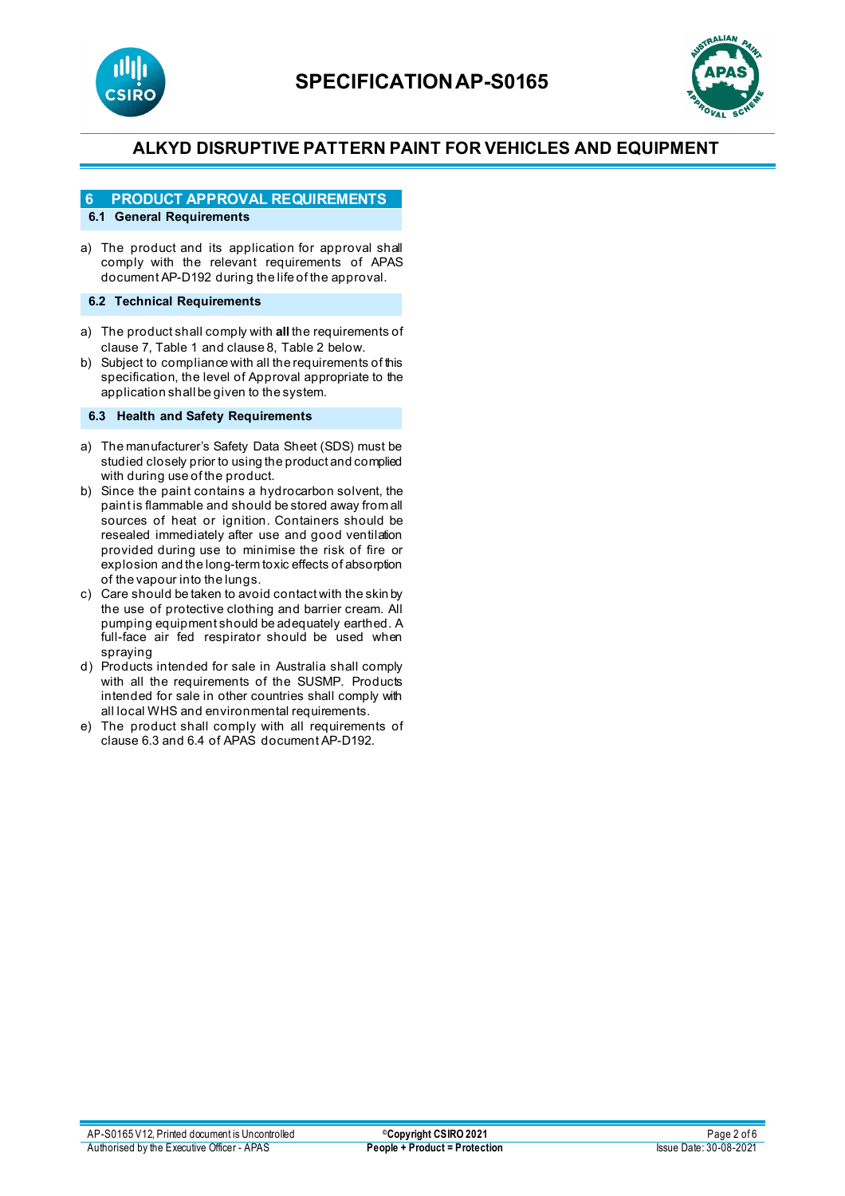## 6 PRODUCT APPROVAL REQUIREMENTS

### 6.1 General Requirements

a) The product and its application for approval shall comply with the relevant requirements of APAS document AP-D192 during the life of the approval.

### 6.2 Technical Requirements

a) The product shall comply with **all** the requirements of clause 7, Table 1 and clause 8, Table 2 below.
b) Subject to compliance with all the requirements of this specification, the level of Approval appropriate to the application shall be given to the system.

### 6.3 Health and Safety Requirements

a) The manufacturer's Safety Data Sheet (SDS) must be studied closely prior to using the product and complied with during use of the product.
b) Since the paint contains a hydrocarbon solvent, the paint is flammable and should be stored away from all sources of heat or ignition. Containers should be resealed immediately after use and good ventilation provided during use to minimise the risk of fire or explosion and the long-term toxic effects of absorption of the vapour into the lungs.
c) Care should be taken to avoid contact with the skin by the use of protective clothing and barrier cream. All pumping equipment should be adequately earthed. A full-face air fed respirator should be used when spraying
d) Products intended for sale in Australia shall comply with all the requirements of the SUSMP. Products intended for sale in other countries shall comply with all local WHS and environmental requirements.
e) The product shall comply with all requirements of clause 6.3 and 6.4 of APAS document AP-D192.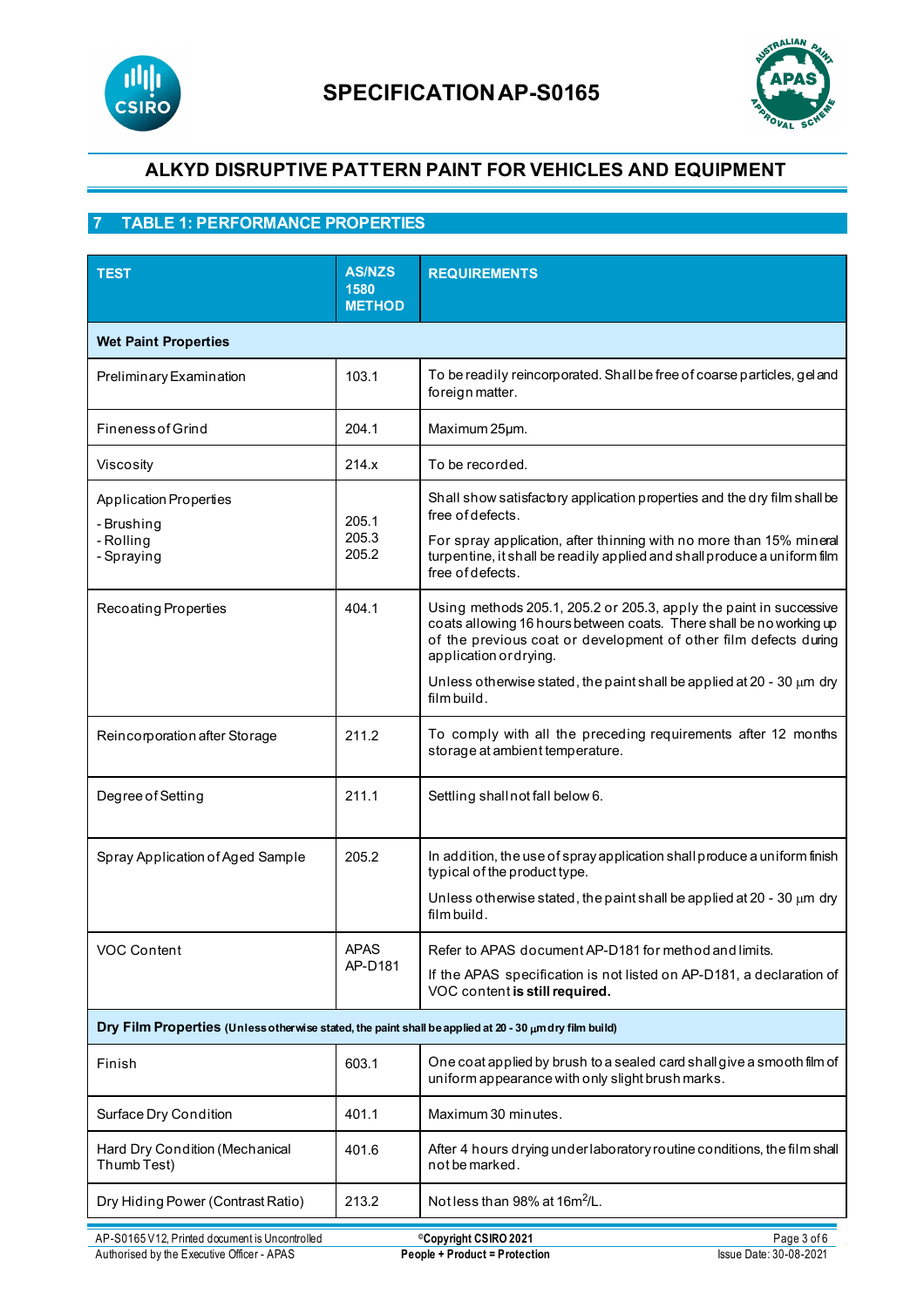# SPECIFICATION AP-S0165

## ALKYD DISRUPTIVE PATTERN PAINT FOR VEHICLES AND EQUIPMENT

## 7 TABLE 1: PERFORMANCE PROPERTIES

| TEST | AS/NZS 1580 METHOD | REQUIREMENTS |
|---|---|---|
| **Wet Paint Properties** | | |
| Preliminary Examination | 103.1 | To be readily reincorporated. Shall be free of coarse particles, gel and foreign matter. |
| Fineness of Grind | 204.1 | Maximum 25µm. |
| Viscosity | 214.x | To be recorded. |
| Application Properties<br>- Brushing<br>- Rolling<br>- Spraying | 205.1<br>205.3<br>205.2 | Shall show satisfactory application properties and the dry film shall be free of defects.<br>For spray application, after thinning with no more than 15% mineral turpentine, it shall be readily applied and shall produce a uniform film free of defects. |
| Recoating Properties | 404.1 | Using methods 205.1, 205.2 or 205.3, apply the paint in successive coats allowing 16 hours between coats. There shall be no working up of the previous coat or development of other film defects during application or drying.<br>Unless otherwise stated, the paint shall be applied at 20 - 30 µm dry film build. |
| Reincorporation after Storage | 211.2 | To comply with all the preceding requirements after 12 months storage at ambient temperature. |
| Degree of Setting | 211.1 | Settling shall not fall below 6. |
| Spray Application of Aged Sample | 205.2 | In addition, the use of spray application shall produce a uniform finish typical of the product type.<br>Unless otherwise stated, the paint shall be applied at 20 - 30 µm dry film build. |
| VOC Content | APAS AP-D181 | Refer to APAS document AP-D181 for method and limits.<br>If the APAS specification is not listed on AP-D181, a declaration of VOC content **is still required.** |
| **Dry Film Properties** (Unless otherwise stated, the paint shall be applied at 20 - 30 µm dry film build) | | |
| Finish | 603.1 | One coat applied by brush to a sealed card shall give a smooth film of uniform appearance with only slight brush marks. |
| Surface Dry Condition | 401.1 | Maximum 30 minutes. |
| Hard Dry Condition (Mechanical Thumb Test) | 401.6 | After 4 hours drying under laboratory routine conditions, the film shall not be marked. |
| Dry Hiding Power (Contrast Ratio) | 213.2 | Not less than 98% at $16m^2/L$. |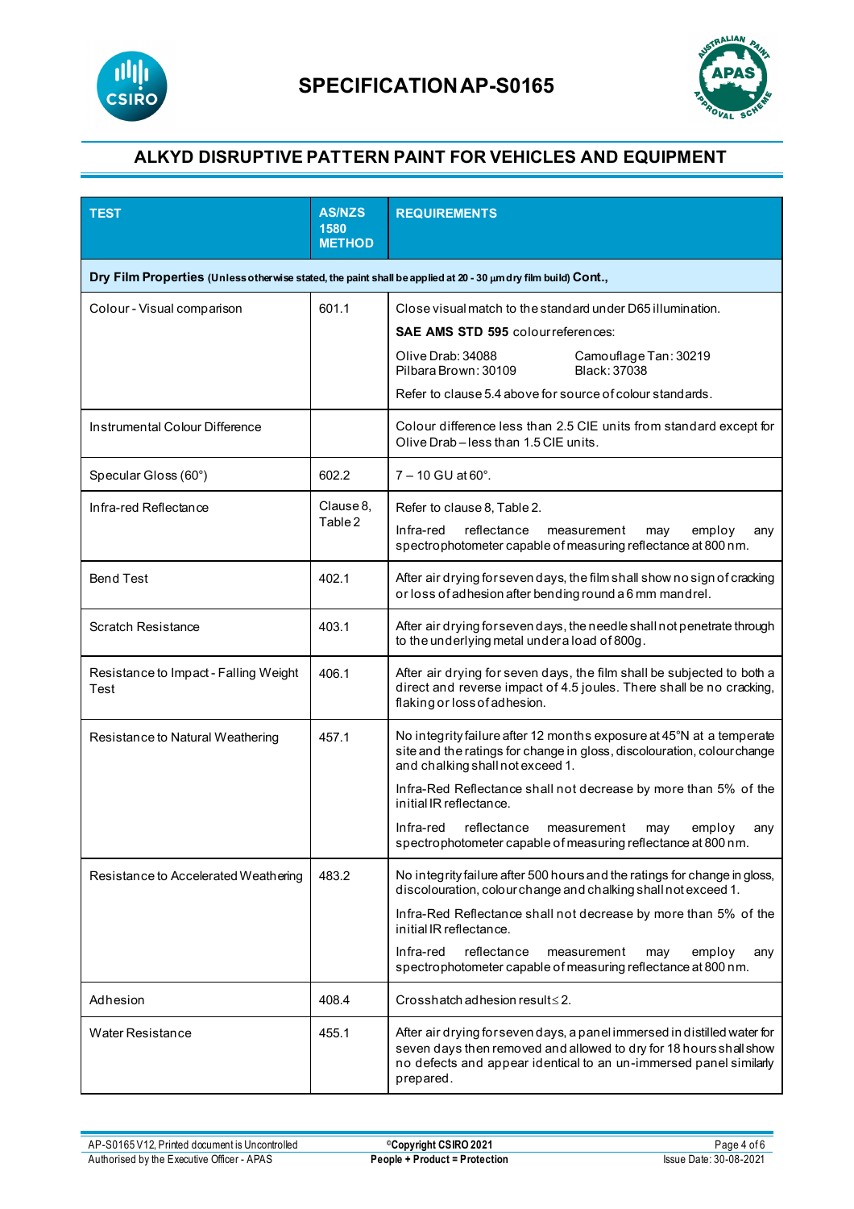# SPECIFICATION AP-S0165

## ALKYD DISRUPTIVE PATTERN PAINT FOR VEHICLES AND EQUIPMENT

| TEST | AS/NZS 1580 METHOD | REQUIREMENTS |
|---|---|---|
| **Dry Film Properties** (Unless otherwise stated, the paint shall be applied at 20 - 30 µm dry film build) **Cont.,** | | |
| Colour - Visual comparison | 601.1 | Close visual match to the standard under D65 illumination.<br>**SAE AMS STD 595** colour references:<br>Olive Drab: 34088 &nbsp;&nbsp; Camouflage Tan: 30219<br>Pilbara Brown: 30109 &nbsp;&nbsp; Black: 37038<br>Refer to clause 5.4 above for source of colour standards. |
| Instrumental Colour Difference | | Colour difference less than 2.5 CIE units from standard except for Olive Drab – less than 1.5 CIE units. |
| Specular Gloss (60°) | 602.2 | 7 – 10 GU at 60°. |
| Infra-red Reflectance | Clause 8, Table 2 | Refer to clause 8, Table 2.<br>Infra-red reflectance measurement may employ any spectrophotometer capable of measuring reflectance at 800 nm. |
| Bend Test | 402.1 | After air drying for seven days, the film shall show no sign of cracking or loss of adhesion after bending round a 6 mm mandrel. |
| Scratch Resistance | 403.1 | After air drying for seven days, the needle shall not penetrate through to the underlying metal under a load of 800g. |
| Resistance to Impact - Falling Weight Test | 406.1 | After air drying for seven days, the film shall be subjected to both a direct and reverse impact of 4.5 joules. There shall be no cracking, flaking or loss of adhesion. |
| Resistance to Natural Weathering | 457.1 | No integrity failure after 12 months exposure at 45°N at a temperate site and the ratings for change in gloss, discolouration, colour change and chalking shall not exceed 1.<br>Infra-Red Reflectance shall not decrease by more than 5% of the initial IR reflectance.<br>Infra-red reflectance measurement may employ any spectrophotometer capable of measuring reflectance at 800 nm. |
| Resistance to Accelerated Weathering | 483.2 | No integrity failure after 500 hours and the ratings for change in gloss, discolouration, colour change and chalking shall not exceed 1.<br>Infra-Red Reflectance shall not decrease by more than 5% of the initial IR reflectance.<br>Infra-red reflectance measurement may employ any spectrophotometer capable of measuring reflectance at 800 nm. |
| Adhesion | 408.4 | Crosshatch adhesion result ≤ 2. |
| Water Resistance | 455.1 | After air drying for seven days, a panel immersed in distilled water for seven days then removed and allowed to dry for 18 hours shall show no defects and appear identical to an un-immersed panel similarly prepared. |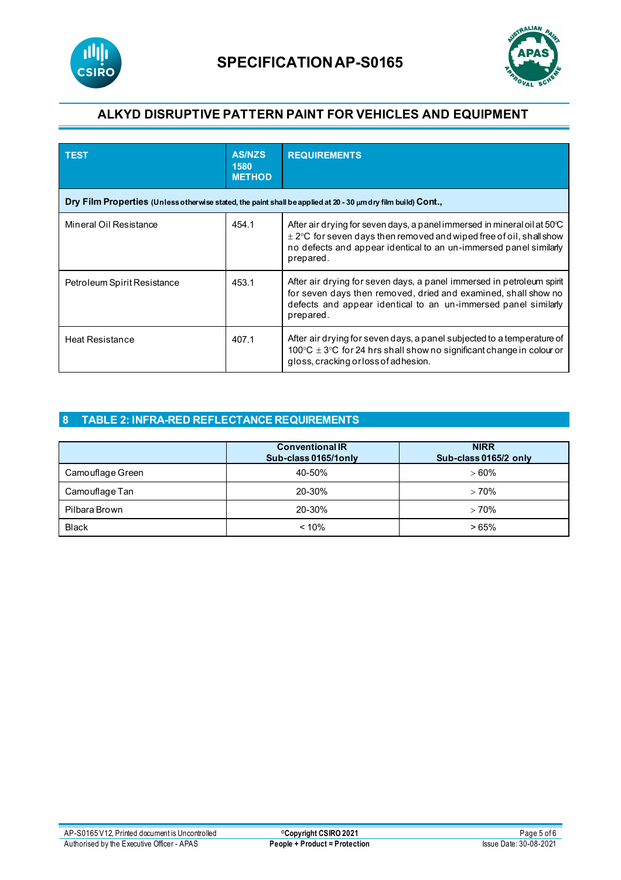# SPECIFICATION AP-S0165

## ALKYD DISRUPTIVE PATTERN PAINT FOR VEHICLES AND EQUIPMENT

| TEST | AS/NZS 1580 METHOD | REQUIREMENTS |
|---|---|---|
| **Dry Film Properties** (Unless otherwise stated, the paint shall be applied at 20 - 30 μm dry film build) **Cont.,** | | |
| Mineral Oil Resistance | 454.1 | After air drying for seven days, a panel immersed in mineral oil at 50°C ± 2°C for seven days then removed and wiped free of oil, shall show no defects and appear identical to an un-immersed panel similarly prepared. |
| Petroleum Spirit Resistance | 453.1 | After air drying for seven days, a panel immersed in petroleum spirit for seven days then removed, dried and examined, shall show no defects and appear identical to an un-immersed panel similarly prepared. |
| Heat Resistance | 407.1 | After air drying for seven days, a panel subjected to a temperature of 100°C ± 3°C for 24 hrs shall show no significant change in colour or gloss, cracking or loss of adhesion. |

## 8 TABLE 2: INFRA-RED REFLECTANCE REQUIREMENTS

| | Conventional IR Sub-class 0165/1only | NIRR Sub-class 0165/2 only |
|---|---|---|
| Camouflage Green | 40-50% | > 60% |
| Camouflage Tan | 20-30% | > 70% |
| Pilbara Brown | 20-30% | > 70% |
| Black | < 10% | > 65% |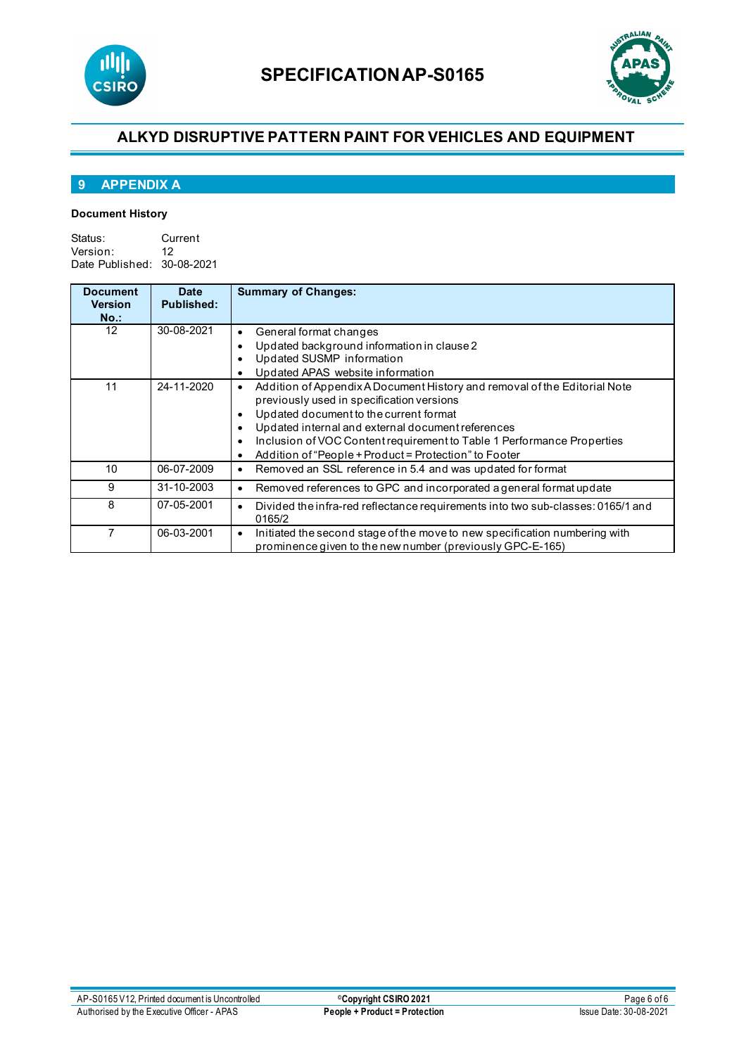## 9 APPENDIX A

**Document History**

Status: Current
Version: 12
Date Published: 30-08-2021

| Document Version No.: | Date Published: | Summary of Changes: |
|---|---|---|
| 12 | 30-08-2021 | • General format changes<br>• Updated background information in clause 2<br>• Updated SUSMP information<br>• Updated APAS website information |
| 11 | 24-11-2020 | • Addition of Appendix A Document History and removal of the Editorial Note previously used in specification versions<br>• Updated document to the current format<br>• Updated internal and external document references<br>• Inclusion of VOC Content requirement to Table 1 Performance Properties<br>• Addition of "People + Product = Protection" to Footer |
| 10 | 06-07-2009 | • Removed an SSL reference in 5.4 and was updated for format |
| 9 | 31-10-2003 | • Removed references to GPC and incorporated a general format update |
| 8 | 07-05-2001 | • Divided the infra-red reflectance requirements into two sub-classes: 0165/1 and 0165/2 |
| 7 | 06-03-2001 | • Initiated the second stage of the move to new specification numbering with prominence given to the new number (previously GPC-E-165) |